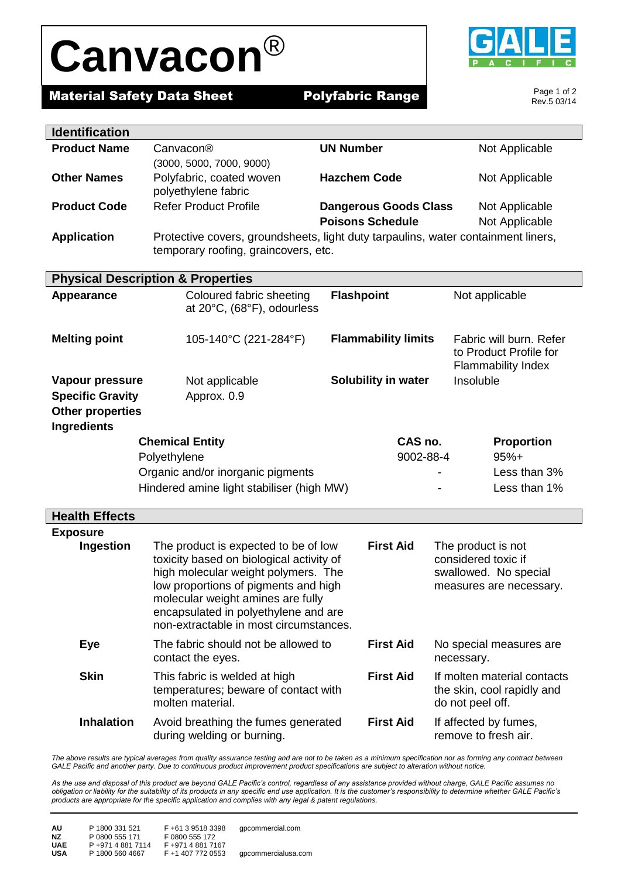# Canvacon®

**Material Safety Data Sheet** **Polyfabric Range**

Rev.5 03/14

## Identification

| | | | |
|---|---|---|---|
| **Product Name** | Canvacon® (3000, 5000, 7000, 9000) | **UN Number** | Not Applicable |
| **Other Names** | Polyfabric, coated woven polyethylene fabric | **Hazchem Code** | Not Applicable |
| **Product Code** | Refer Product Profile | **Dangerous Goods Class** | Not Applicable |
| | | **Poisons Schedule** | Not Applicable |
| **Application** | Protective covers, groundsheets, light duty tarpaulins, water containment liners, temporary roofing, graincovers, etc. | | |

## Physical Description & Properties

| | | | |
|---|---|---|---|
| **Appearance** | Coloured fabric sheeting at 20°C, (68°F), odourless | **Flashpoint** | Not applicable |
| **Melting point** | 105-140°C (221-284°F) | **Flammability limits** | Fabric will burn. Refer to Product Profile for Flammability Index |
| **Vapour pressure** | Not applicable | **Solubility in water** | Insoluble |
| **Specific Gravity** | Approx. 0.9 | | |
| **Other properties** | | | |

**Ingredients**

| Chemical Entity | CAS no. | Proportion |
|---|---|---|
| Polyethylene | 9002-88-4 | 95%+ |
| Organic and/or inorganic pigments | - | Less than 3% |
| Hindered amine light stabiliser (high MW) | - | Less than 1% |

## Health Effects

**Exposure**

| | | | |
|---|---|---|---|
| **Ingestion** | The product is expected to be of low toxicity based on biological activity of high molecular weight polymers. The low proportions of pigments and high molecular weight amines are fully encapsulated in polyethylene and are non-extractable in most circumstances. | **First Aid** | The product is not considered toxic if swallowed. No special measures are necessary. |
| **Eye** | The fabric should not be allowed to contact the eyes. | **First Aid** | No special measures are necessary. |
| **Skin** | This fabric is welded at high temperatures; beware of contact with molten material. | **First Aid** | If molten material contacts the skin, cool rapidly and do not peel off. |
| **Inhalation** | Avoid breathing the fumes generated during welding or burning. | **First Aid** | If affected by fumes, remove to fresh air. |

*The above results are typical averages from quality assurance testing and are not to be taken as a minimum specification nor as forming any contract between GALE Pacific and another party. Due to continuous product improvement product specifications are subject to alteration without notice.*

*As the use and disposal of this product are beyond GALE Pacific's control, regardless of any assistance provided without charge, GALE Pacific assumes no obligation or liability for the suitability of its products in any specific end use application. It is the customer's responsibility to determine whether GALE Pacific's products are appropriate for the specific application and complies with any legal & patent regulations.*

| | | | |
|---|---|---|---|
| **AU** | P 1800 331 521 | F +61 3 9518 3398 | gpcommercial.com |
| **NZ** | P 0800 555 171 | F 0800 555 172 | |
| **UAE** | P +971 4 881 7114 | F +971 4 881 7167 | |
| **USA** | P 1800 560 4667 | F +1 407 772 0553 | gpcommercialusa.com |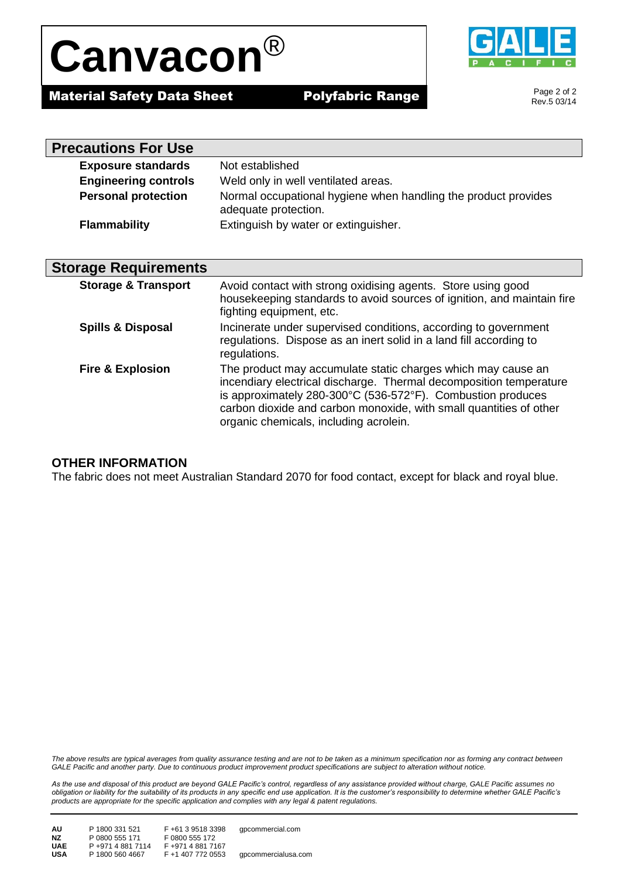## Precautions For Use

| | |
|---|---|
| **Exposure standards** | Not established |
| **Engineering controls** | Weld only in well ventilated areas. |
| **Personal protection** | Normal occupational hygiene when handling the product provides adequate protection. |
| **Flammability** | Extinguish by water or extinguisher. |

## Storage Requirements

| | |
|---|---|
| **Storage & Transport** | Avoid contact with strong oxidising agents. Store using good housekeeping standards to avoid sources of ignition, and maintain fire fighting equipment, etc. |
| **Spills & Disposal** | Incinerate under supervised conditions, according to government regulations. Dispose as an inert solid in a land fill according to regulations. |
| **Fire & Explosion** | The product may accumulate static charges which may cause an incendiary electrical discharge. Thermal decomposition temperature is approximately 280-300°C (536-572°F). Combustion produces carbon dioxide and carbon monoxide, with small quantities of other organic chemicals, including acrolein. |

### OTHER INFORMATION

The fabric does not meet Australian Standard 2070 for food contact, except for black and royal blue.

*The above results are typical averages from quality assurance testing and are not to be taken as a minimum specification nor as forming any contract between GALE Pacific and another party. Due to continuous product improvement product specifications are subject to alteration without notice.*

*As the use and disposal of this product are beyond GALE Pacific's control, regardless of any assistance provided without charge, GALE Pacific assumes no obligation or liability for the suitability of its products in any specific end use application. It is the customer's responsibility to determine whether GALE Pacific's products are appropriate for the specific application and complies with any legal & patent regulations.*

| | | | |
|---|---|---|---|
| **AU** | P 1800 331 521 | F +61 3 9518 3398 | gpcommercial.com |
| **NZ** | P 0800 555 171 | F 0800 555 172 | |
| **UAE** | P +971 4 881 7114 | F +971 4 881 7167 | |
| **USA** | P 1800 560 4667 | F +1 407 772 0553 | gpcommercialusa.com |